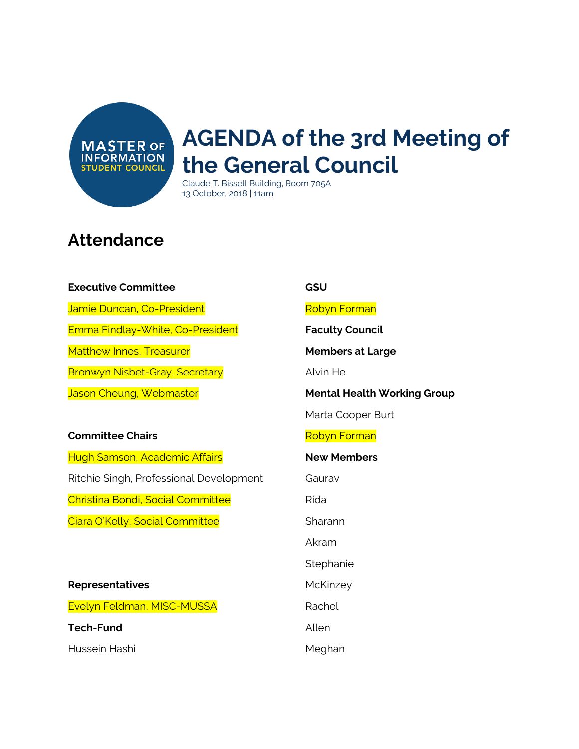MASTER OF INFORMATION STUDENT COUNCIL

# AGENDA of the 3rd Meeting of the General Council

Claude T. Bissell Building, Room 705A
13 October, 2018 | 11am

## Attendance

**Executive Committee**

Jamie Duncan, Co-President

Emma Findlay-White, Co-President

Matthew Innes, Treasurer

Bronwyn Nisbet-Gray, Secretary

Jason Cheung, Webmaster

**Committee Chairs**

Hugh Samson, Academic Affairs

Ritchie Singh, Professional Development

Christina Bondi, Social Committee

Ciara O'Kelly, Social Committee

**Representatives**

Evelyn Feldman, MISC-MUSSA

**Tech-Fund**

Hussein Hashi

**GSU**

Robyn Forman

**Faculty Council**

**Members at Large**

Alvin He

**Mental Health Working Group**

Marta Cooper Burt

Robyn Forman

**New Members**

Gaurav

Rida

Sharann

Akram

Stephanie

McKinzey

Rachel

Allen

Meghan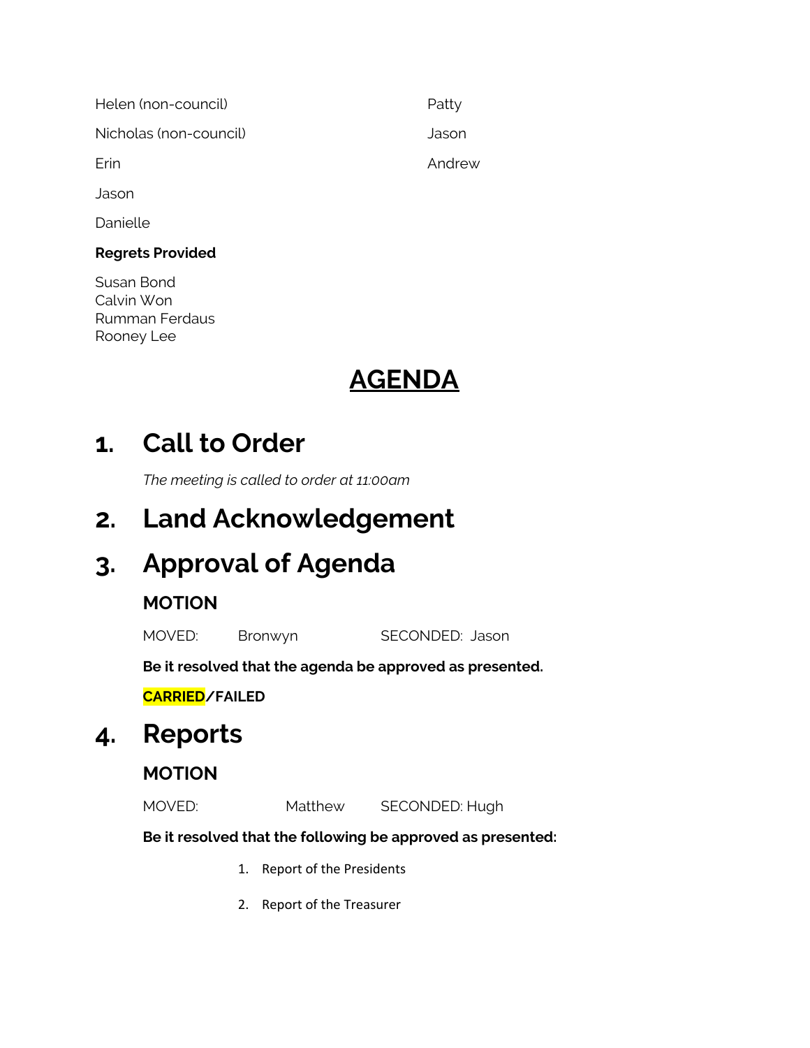Helen (non-council)

Nicholas (non-council)

Erin

Jason

Danielle

Patty

Jason

Andrew

**Regrets Provided**

Susan Bond
Calvin Won
Rumman Ferdaus
Rooney Lee

# AGENDA

## 1. Call to Order

*The meeting is called to order at 11:00am*

## 2. Land Acknowledgement

## 3. Approval of Agenda

### MOTION

MOVED: Bronwyn SECONDED: Jason

**Be it resolved that the agenda be approved as presented.**

**CARRIED/FAILED**

## 4. Reports

### MOTION

MOVED: Matthew SECONDED: Hugh

**Be it resolved that the following be approved as presented:**

1. Report of the Presidents
2. Report of the Treasurer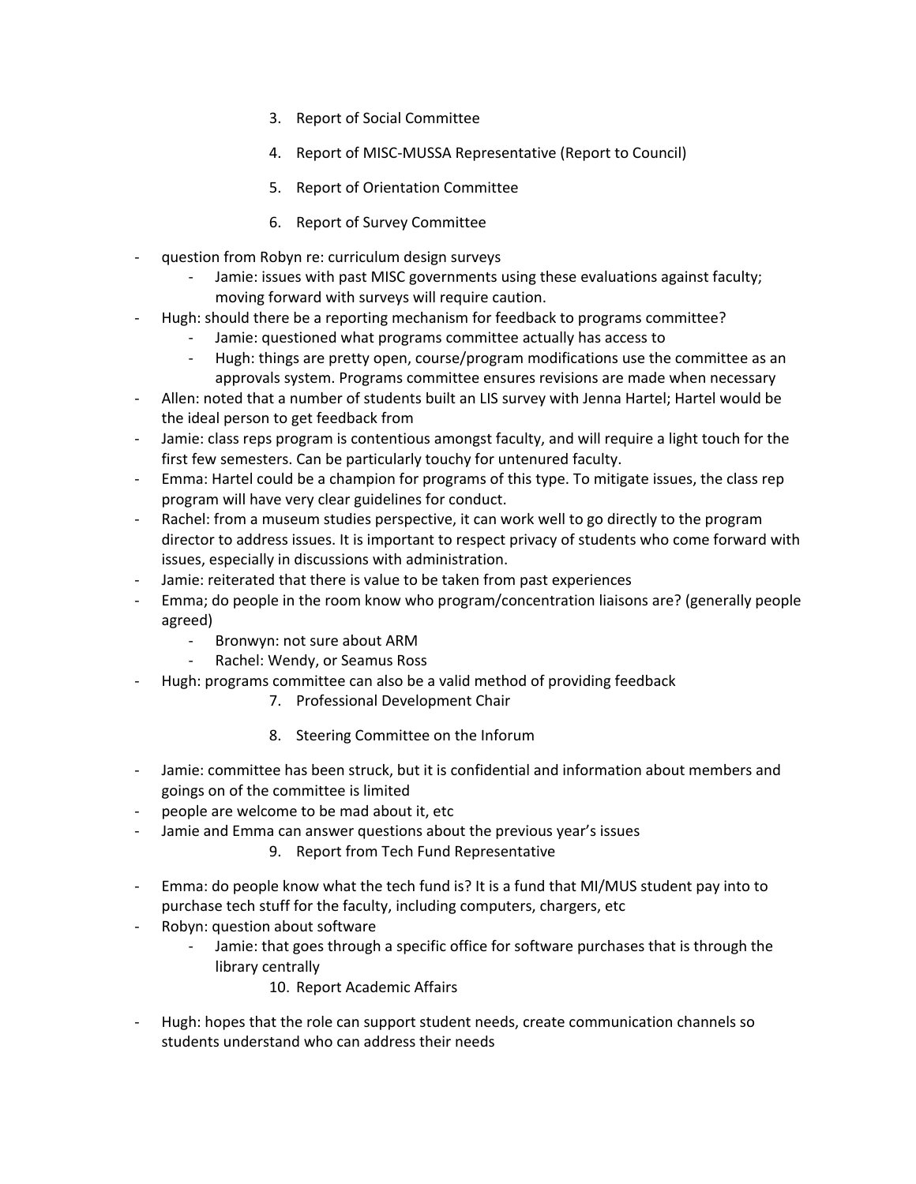3. Report of Social Committee

4. Report of MISC-MUSSA Representative (Report to Council)

5. Report of Orientation Committee

6. Report of Survey Committee

- question from Robyn re: curriculum design surveys
    - Jamie: issues with past MISC governments using these evaluations against faculty; moving forward with surveys will require caution.
- Hugh: should there be a reporting mechanism for feedback to programs committee?
    - Jamie: questioned what programs committee actually has access to
    - Hugh: things are pretty open, course/program modifications use the committee as an approvals system. Programs committee ensures revisions are made when necessary
- Allen: noted that a number of students built an LIS survey with Jenna Hartel; Hartel would be the ideal person to get feedback from
- Jamie: class reps program is contentious amongst faculty, and will require a light touch for the first few semesters. Can be particularly touchy for untenured faculty.
- Emma: Hartel could be a champion for programs of this type. To mitigate issues, the class rep program will have very clear guidelines for conduct.
- Rachel: from a museum studies perspective, it can work well to go directly to the program director to address issues. It is important to respect privacy of students who come forward with issues, especially in discussions with administration.
- Jamie: reiterated that there is value to be taken from past experiences
- Emma; do people in the room know who program/concentration liaisons are? (generally people agreed)
    - Bronwyn: not sure about ARM
    - Rachel: Wendy, or Seamus Ross
- Hugh: programs committee can also be a valid method of providing feedback

7. Professional Development Chair

8. Steering Committee on the Inforum

- Jamie: committee has been struck, but it is confidential and information about members and goings on of the committee is limited
- people are welcome to be mad about it, etc
- Jamie and Emma can answer questions about the previous year's issues

9. Report from Tech Fund Representative

- Emma: do people know what the tech fund is? It is a fund that MI/MUS student pay into to purchase tech stuff for the faculty, including computers, chargers, etc
- Robyn: question about software
    - Jamie: that goes through a specific office for software purchases that is through the library centrally

10. Report Academic Affairs

- Hugh: hopes that the role can support student needs, create communication channels so students understand who can address their needs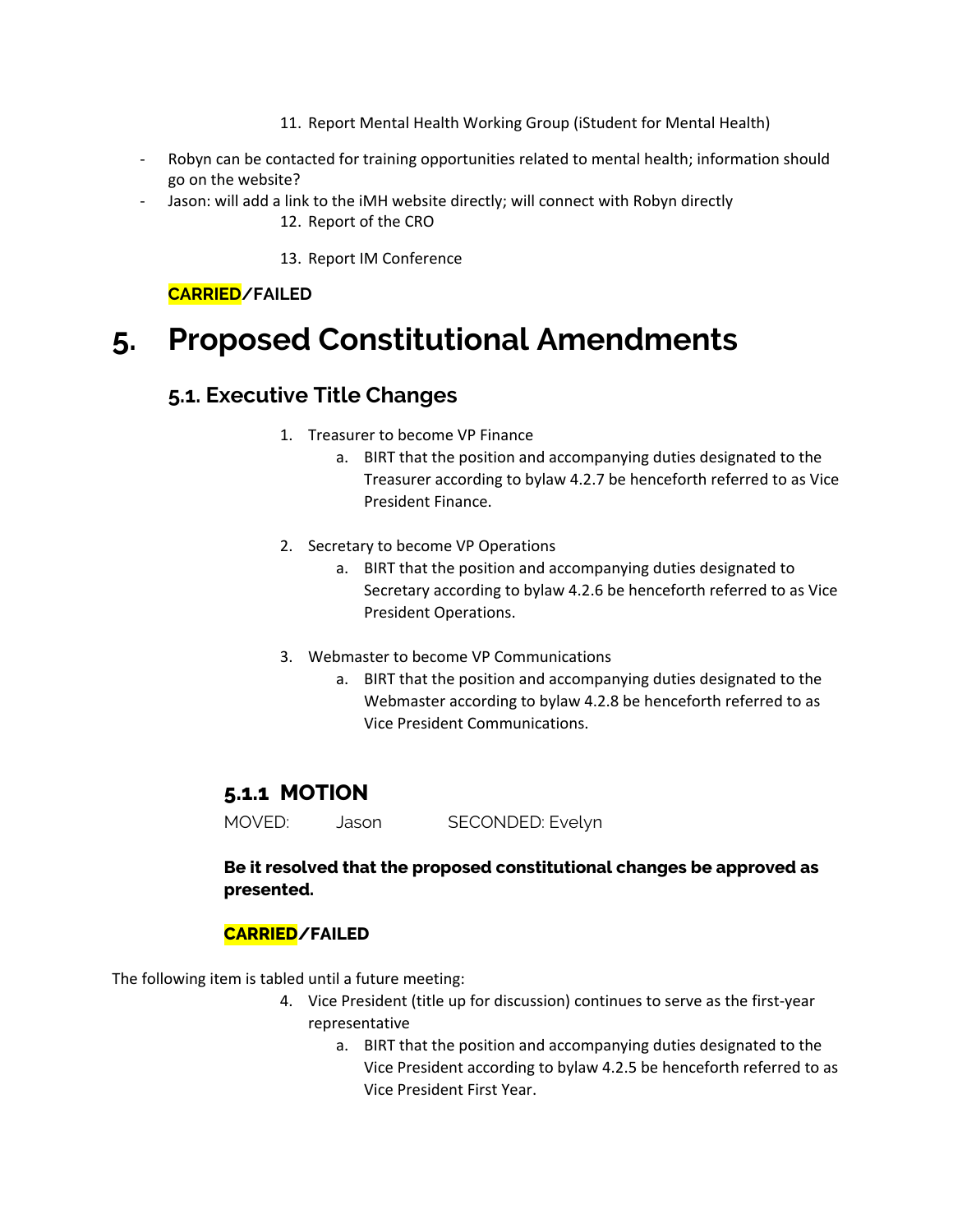11. Report Mental Health Working Group (iStudent for Mental Health)

- Robyn can be contacted for training opportunities related to mental health; information should go on the website?
- Jason: will add a link to the iMH website directly; will connect with Robyn directly

12. Report of the CRO

13. Report IM Conference

**CARRIED/FAILED**

# 5. Proposed Constitutional Amendments

## 5.1. Executive Title Changes

1. Treasurer to become VP Finance
   a. BIRT that the position and accompanying duties designated to the Treasurer according to bylaw 4.2.7 be henceforth referred to as Vice President Finance.

2. Secretary to become VP Operations
   a. BIRT that the position and accompanying duties designated to Secretary according to bylaw 4.2.6 be henceforth referred to as Vice President Operations.

3. Webmaster to become VP Communications
   a. BIRT that the position and accompanying duties designated to the Webmaster according to bylaw 4.2.8 be henceforth referred to as Vice President Communications.

### 5.1.1 MOTION

MOVED: Jason SECONDED: Evelyn

**Be it resolved that the proposed constitutional changes be approved as presented.**

**CARRIED/FAILED**

The following item is tabled until a future meeting:

4. Vice President (title up for discussion) continues to serve as the first-year representative
   a. BIRT that the position and accompanying duties designated to the Vice President according to bylaw 4.2.5 be henceforth referred to as Vice President First Year.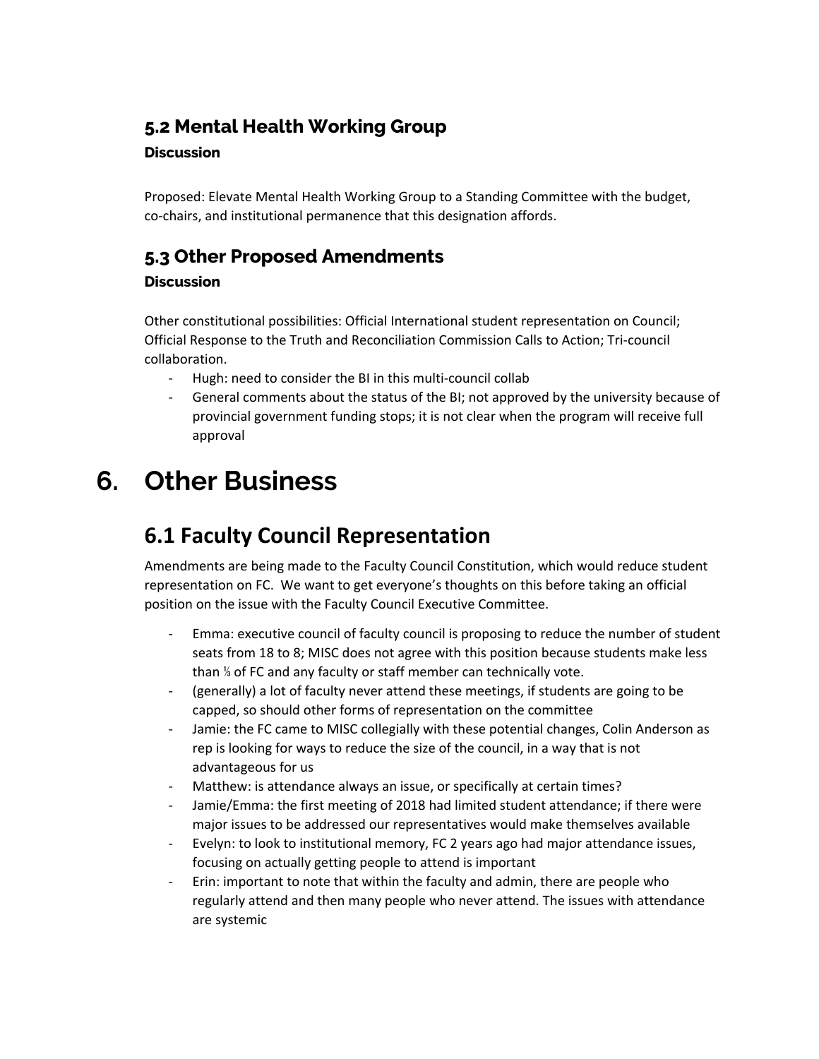### 5.2 Mental Health Working Group

**Discussion**

Proposed: Elevate Mental Health Working Group to a Standing Committee with the budget, co-chairs, and institutional permanence that this designation affords.

### 5.3 Other Proposed Amendments

**Discussion**

Other constitutional possibilities: Official International student representation on Council; Official Response to the Truth and Reconciliation Commission Calls to Action; Tri-council collaboration.

- Hugh: need to consider the BI in this multi-council collab
- General comments about the status of the BI; not approved by the university because of provincial government funding stops; it is not clear when the program will receive full approval

# 6. Other Business

## 6.1 Faculty Council Representation

Amendments are being made to the Faculty Council Constitution, which would reduce student representation on FC. We want to get everyone's thoughts on this before taking an official position on the issue with the Faculty Council Executive Committee.

- Emma: executive council of faculty council is proposing to reduce the number of student seats from 18 to 8; MISC does not agree with this position because students make less than ⅓ of FC and any faculty or staff member can technically vote.
- (generally) a lot of faculty never attend these meetings, if students are going to be capped, so should other forms of representation on the committee
- Jamie: the FC came to MISC collegially with these potential changes, Colin Anderson as rep is looking for ways to reduce the size of the council, in a way that is not advantageous for us
- Matthew: is attendance always an issue, or specifically at certain times?
- Jamie/Emma: the first meeting of 2018 had limited student attendance; if there were major issues to be addressed our representatives would make themselves available
- Evelyn: to look to institutional memory, FC 2 years ago had major attendance issues, focusing on actually getting people to attend is important
- Erin: important to note that within the faculty and admin, there are people who regularly attend and then many people who never attend. The issues with attendance are systemic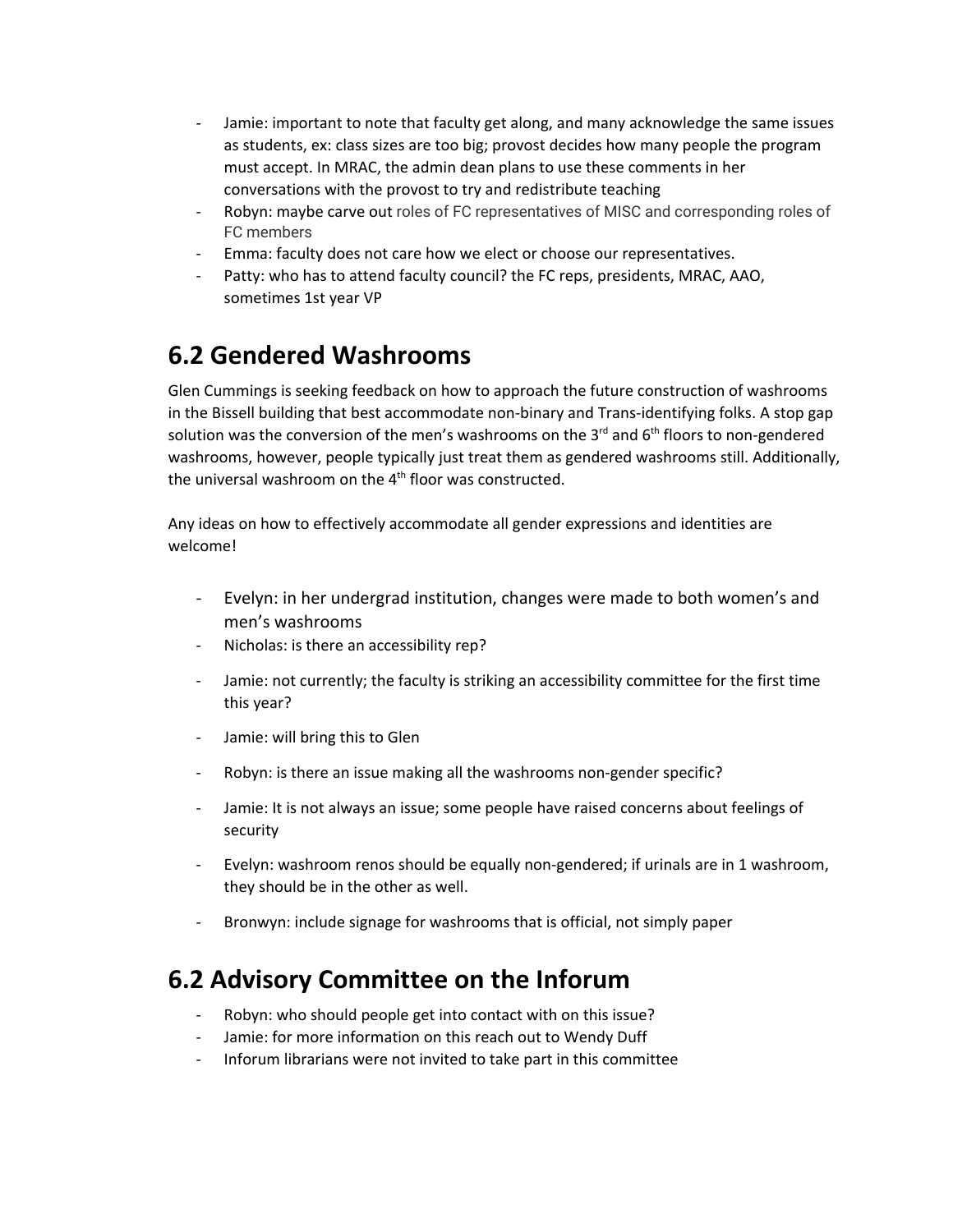- Jamie: important to note that faculty get along, and many acknowledge the same issues as students, ex: class sizes are too big; provost decides how many people the program must accept. In MRAC, the admin dean plans to use these comments in her conversations with the provost to try and redistribute teaching
- Robyn: maybe carve out roles of FC representatives of MISC and corresponding roles of FC members
- Emma: faculty does not care how we elect or choose our representatives.
- Patty: who has to attend faculty council? the FC reps, presidents, MRAC, AAO, sometimes 1st year VP

## 6.2 Gendered Washrooms

Glen Cummings is seeking feedback on how to approach the future construction of washrooms in the Bissell building that best accommodate non-binary and Trans-identifying folks. A stop gap solution was the conversion of the men's washrooms on the 3rd and 6th floors to non-gendered washrooms, however, people typically just treat them as gendered washrooms still. Additionally, the universal washroom on the 4th floor was constructed.

Any ideas on how to effectively accommodate all gender expressions and identities are welcome!

- Evelyn: in her undergrad institution, changes were made to both women's and men's washrooms
- Nicholas: is there an accessibility rep?
- Jamie: not currently; the faculty is striking an accessibility committee for the first time this year?
- Jamie: will bring this to Glen
- Robyn: is there an issue making all the washrooms non-gender specific?
- Jamie: It is not always an issue; some people have raised concerns about feelings of security
- Evelyn: washroom renos should be equally non-gendered; if urinals are in 1 washroom, they should be in the other as well.
- Bronwyn: include signage for washrooms that is official, not simply paper

## 6.2 Advisory Committee on the Inforum

- Robyn: who should people get into contact with on this issue?
- Jamie: for more information on this reach out to Wendy Duff
- Inforum librarians were not invited to take part in this committee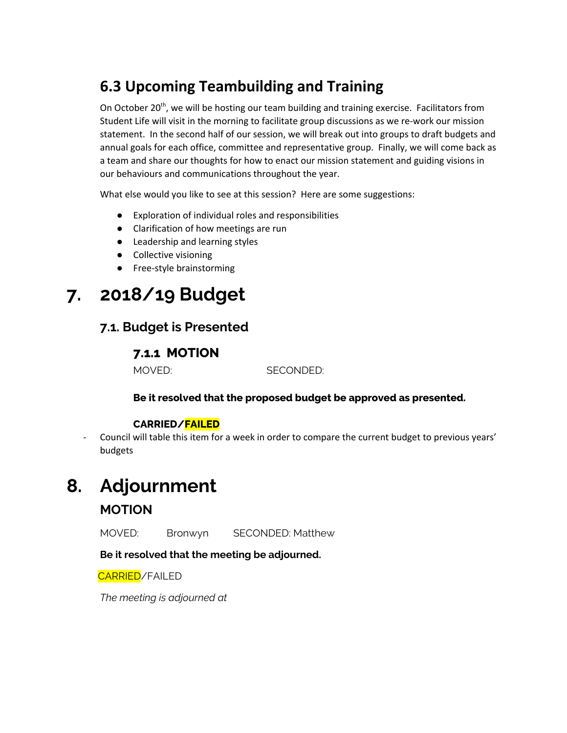### 6.3 Upcoming Teambuilding and Training

On October 20th, we will be hosting our team building and training exercise. Facilitators from Student Life will visit in the morning to facilitate group discussions as we re-work our mission statement. In the second half of our session, we will break out into groups to draft budgets and annual goals for each office, committee and representative group. Finally, we will come back as a team and share our thoughts for how to enact our mission statement and guiding visions in our behaviours and communications throughout the year.

What else would you like to see at this session? Here are some suggestions:

- Exploration of individual roles and responsibilities
- Clarification of how meetings are run
- Leadership and learning styles
- Collective visioning
- Free-style brainstorming

# 7. 2018/19 Budget

## 7.1. Budget is Presented

### 7.1.1 MOTION

MOVED: SECONDED:

**Be it resolved that the proposed budget be approved as presented.**

**CARRIED/FAILED**

- Council will table this item for a week in order to compare the current budget to previous years' budgets

# 8. Adjournment

## MOTION

MOVED: Bronwyn SECONDED: Matthew

**Be it resolved that the meeting be adjourned.**

CARRIED/FAILED

*The meeting is adjourned at*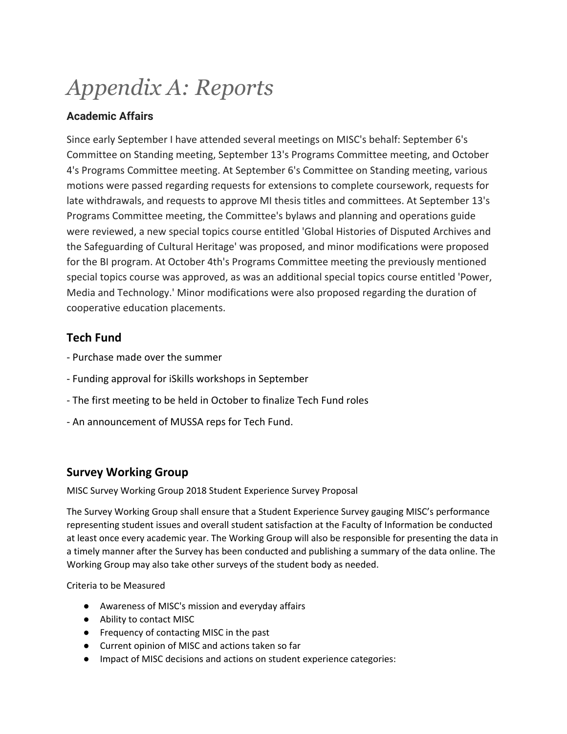# *Appendix A: Reports*

### Academic Affairs

Since early September I have attended several meetings on MISC's behalf: September 6's Committee on Standing meeting, September 13's Programs Committee meeting, and October 4's Programs Committee meeting. At September 6's Committee on Standing meeting, various motions were passed regarding requests for extensions to complete coursework, requests for late withdrawals, and requests to approve MI thesis titles and committees. At September 13's Programs Committee meeting, the Committee's bylaws and planning and operations guide were reviewed, a new special topics course entitled 'Global Histories of Disputed Archives and the Safeguarding of Cultural Heritage' was proposed, and minor modifications were proposed for the BI program. At October 4th's Programs Committee meeting the previously mentioned special topics course was approved, as was an additional special topics course entitled 'Power, Media and Technology.' Minor modifications were also proposed regarding the duration of cooperative education placements.

## Tech Fund

- Purchase made over the summer

- Funding approval for iSkills workshops in September

- The first meeting to be held in October to finalize Tech Fund roles

- An announcement of MUSSA reps for Tech Fund.

## Survey Working Group

MISC Survey Working Group 2018 Student Experience Survey Proposal

The Survey Working Group shall ensure that a Student Experience Survey gauging MISC's performance representing student issues and overall student satisfaction at the Faculty of Information be conducted at least once every academic year. The Working Group will also be responsible for presenting the data in a timely manner after the Survey has been conducted and publishing a summary of the data online. The Working Group may also take other surveys of the student body as needed.

Criteria to be Measured

- Awareness of MISC's mission and everyday affairs
- Ability to contact MISC
- Frequency of contacting MISC in the past
- Current opinion of MISC and actions taken so far
- Impact of MISC decisions and actions on student experience categories: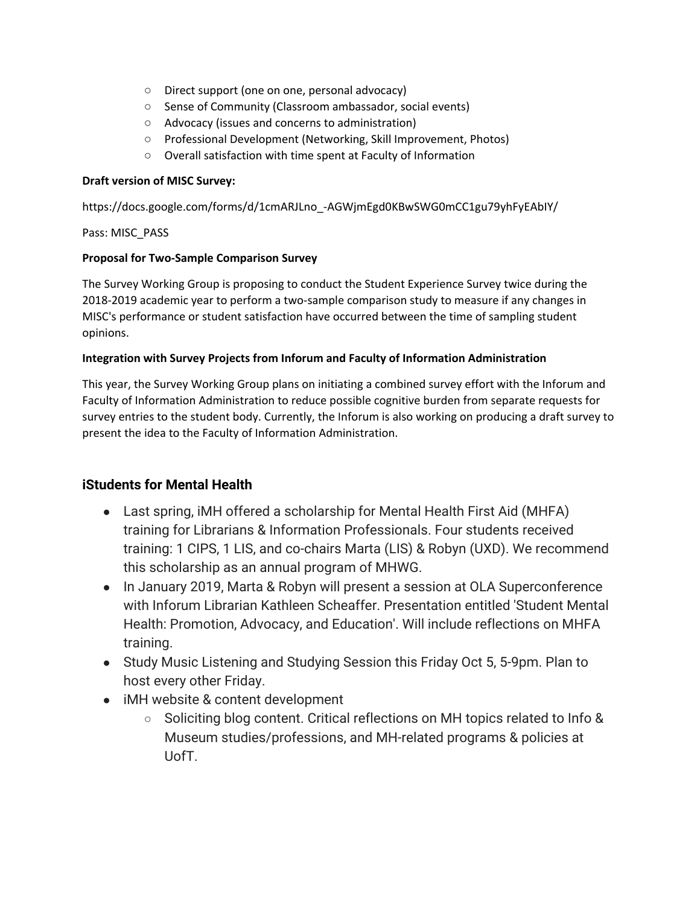- Direct support (one on one, personal advocacy)
    - Sense of Community (Classroom ambassador, social events)
    - Advocacy (issues and concerns to administration)
    - Professional Development (Networking, Skill Improvement, Photos)
    - Overall satisfaction with time spent at Faculty of Information

**Draft version of MISC Survey:**

https://docs.google.com/forms/d/1cmARJLno_-AGWjmEgd0KBwSWG0mCC1gu79yhFyEAbIY/

Pass: MISC_PASS

**Proposal for Two-Sample Comparison Survey**

The Survey Working Group is proposing to conduct the Student Experience Survey twice during the 2018-2019 academic year to perform a two-sample comparison study to measure if any changes in MISC's performance or student satisfaction have occurred between the time of sampling student opinions.

**Integration with Survey Projects from Inforum and Faculty of Information Administration**

This year, the Survey Working Group plans on initiating a combined survey effort with the Inforum and Faculty of Information Administration to reduce possible cognitive burden from separate requests for survey entries to the student body. Currently, the Inforum is also working on producing a draft survey to present the idea to the Faculty of Information Administration.

## iStudents for Mental Health

- Last spring, iMH offered a scholarship for Mental Health First Aid (MHFA) training for Librarians & Information Professionals. Four students received training: 1 CIPS, 1 LIS, and co-chairs Marta (LIS) & Robyn (UXD). We recommend this scholarship as an annual program of MHWG.
- In January 2019, Marta & Robyn will present a session at OLA Superconference with Inforum Librarian Kathleen Scheaffer. Presentation entitled 'Student Mental Health: Promotion, Advocacy, and Education'. Will include reflections on MHFA training.
- Study Music Listening and Studying Session this Friday Oct 5, 5-9pm. Plan to host every other Friday.
- iMH website & content development
    - Soliciting blog content. Critical reflections on MH topics related to Info & Museum studies/professions, and MH-related programs & policies at UofT.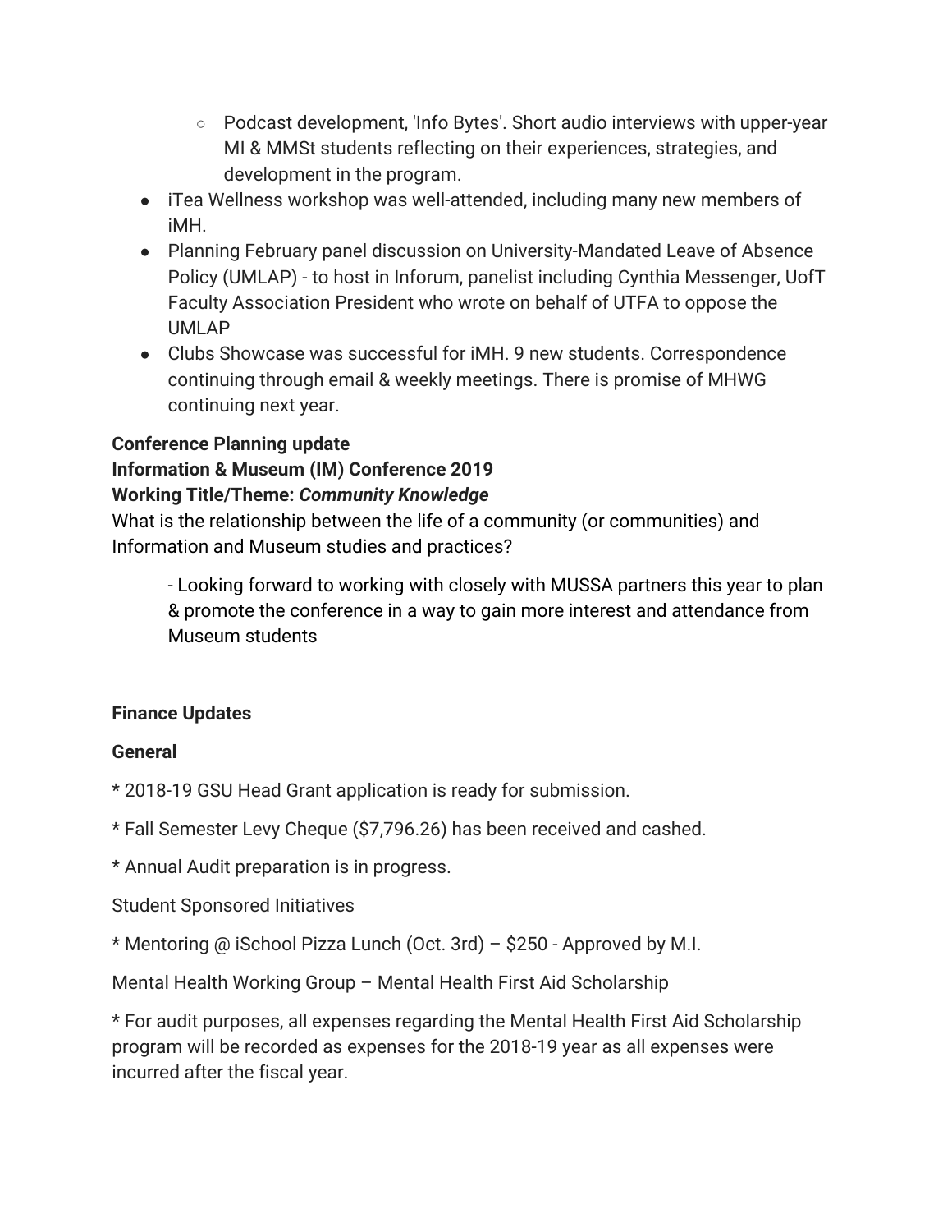- Podcast development, 'Info Bytes'. Short audio interviews with upper-year MI & MMSt students reflecting on their experiences, strategies, and development in the program.
- iTea Wellness workshop was well-attended, including many new members of iMH.
- Planning February panel discussion on University-Mandated Leave of Absence Policy (UMLAP) - to host in Inforum, panelist including Cynthia Messenger, UofT Faculty Association President who wrote on behalf of UTFA to oppose the UMLAP
- Clubs Showcase was successful for iMH. 9 new students. Correspondence continuing through email & weekly meetings. There is promise of MHWG continuing next year.

**Conference Planning update**
**Information & Museum (IM) Conference 2019**
**Working Title/Theme: *Community Knowledge***
What is the relationship between the life of a community (or communities) and Information and Museum studies and practices?

> - Looking forward to working with closely with MUSSA partners this year to plan & promote the conference in a way to gain more interest and attendance from Museum students

**Finance Updates**

**General**

* 2018-19 GSU Head Grant application is ready for submission.

* Fall Semester Levy Cheque ($7,796.26) has been received and cashed.

* Annual Audit preparation is in progress.

Student Sponsored Initiatives

* Mentoring @ iSchool Pizza Lunch (Oct. 3rd) – $250 - Approved by M.I.

Mental Health Working Group – Mental Health First Aid Scholarship

* For audit purposes, all expenses regarding the Mental Health First Aid Scholarship program will be recorded as expenses for the 2018-19 year as all expenses were incurred after the fiscal year.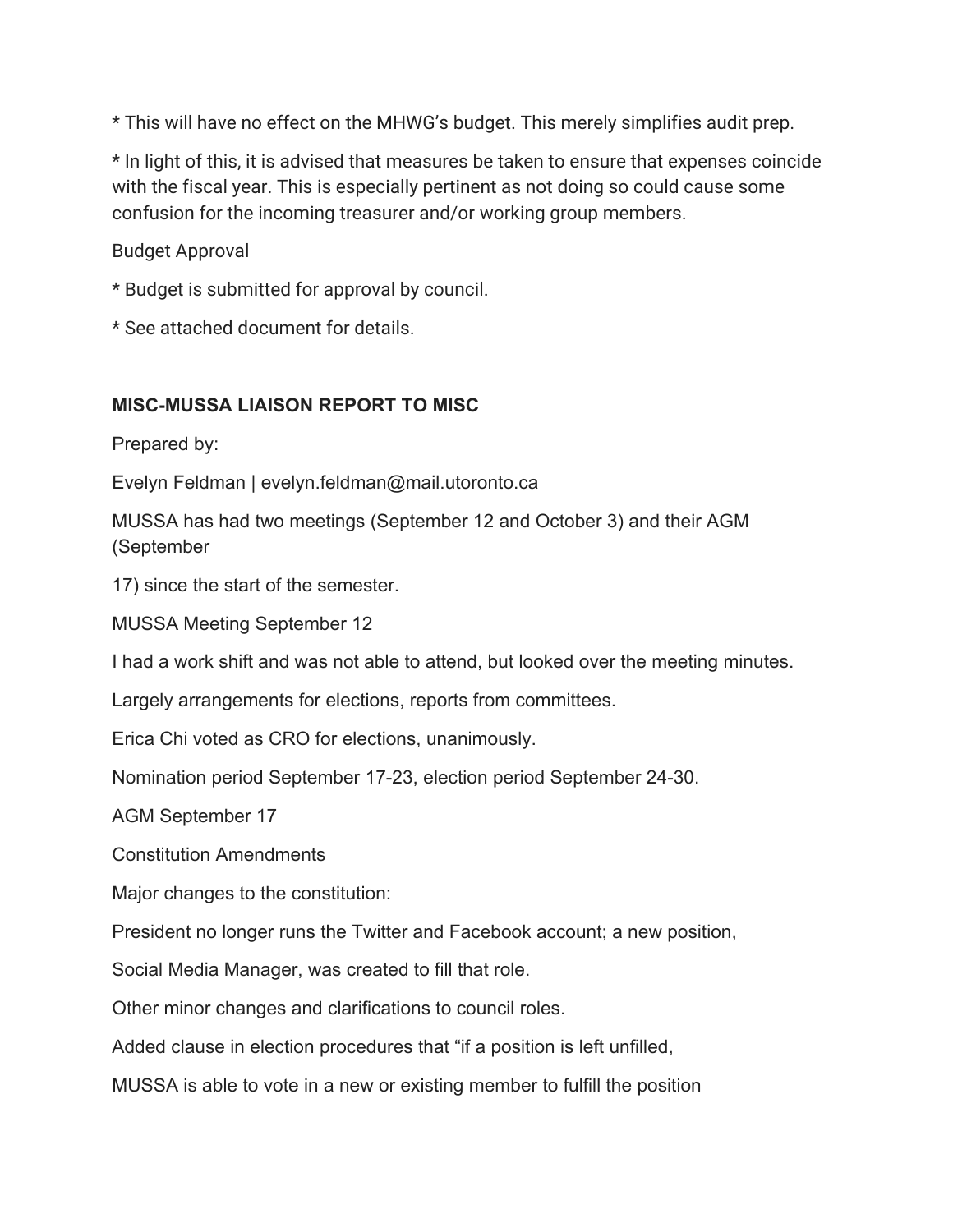* This will have no effect on the MHWG's budget. This merely simplifies audit prep.

* In light of this, it is advised that measures be taken to ensure that expenses coincide with the fiscal year. This is especially pertinent as not doing so could cause some confusion for the incoming treasurer and/or working group members.

Budget Approval

* Budget is submitted for approval by council.

* See attached document for details.

**MISC-MUSSA LIAISON REPORT TO MISC**

Prepared by:

Evelyn Feldman | evelyn.feldman@mail.utoronto.ca

MUSSA has had two meetings (September 12 and October 3) and their AGM (September

17) since the start of the semester.

MUSSA Meeting September 12

I had a work shift and was not able to attend, but looked over the meeting minutes.

Largely arrangements for elections, reports from committees.

Erica Chi voted as CRO for elections, unanimously.

Nomination period September 17-23, election period September 24-30.

AGM September 17

Constitution Amendments

Major changes to the constitution:

President no longer runs the Twitter and Facebook account; a new position,

Social Media Manager, was created to fill that role.

Other minor changes and clarifications to council roles.

Added clause in election procedures that "if a position is left unfilled,

MUSSA is able to vote in a new or existing member to fulfill the position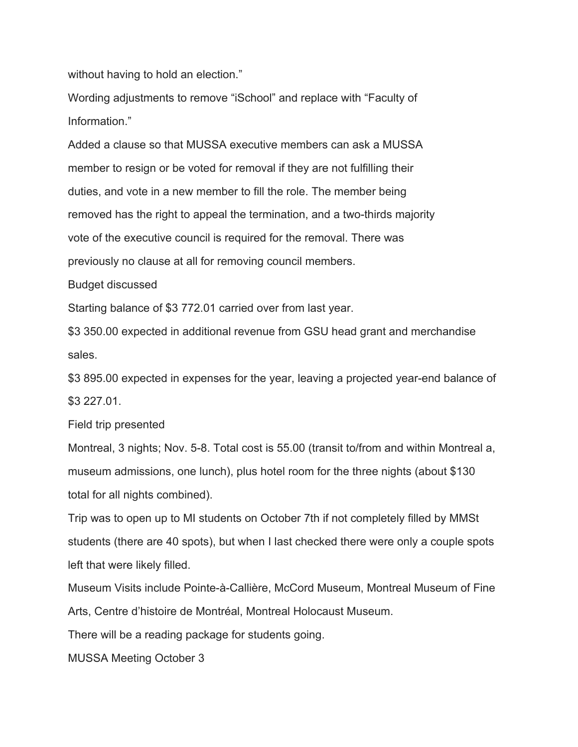without having to hold an election."

Wording adjustments to remove "iSchool" and replace with "Faculty of Information."

Added a clause so that MUSSA executive members can ask a MUSSA member to resign or be voted for removal if they are not fulfilling their duties, and vote in a new member to fill the role. The member being removed has the right to appeal the termination, and a two-thirds majority vote of the executive council is required for the removal. There was previously no clause at all for removing council members.

Budget discussed

Starting balance of $3 772.01 carried over from last year.

$3 350.00 expected in additional revenue from GSU head grant and merchandise sales.

$3 895.00 expected in expenses for the year, leaving a projected year-end balance of $3 227.01.

Field trip presented

Montreal, 3 nights; Nov. 5-8. Total cost is 55.00 (transit to/from and within Montreal a, museum admissions, one lunch), plus hotel room for the three nights (about $130 total for all nights combined).

Trip was to open up to MI students on October 7th if not completely filled by MMSt students (there are 40 spots), but when I last checked there were only a couple spots left that were likely filled.

Museum Visits include Pointe-à-Callière, McCord Museum, Montreal Museum of Fine Arts, Centre d'histoire de Montréal, Montreal Holocaust Museum.

There will be a reading package for students going.

MUSSA Meeting October 3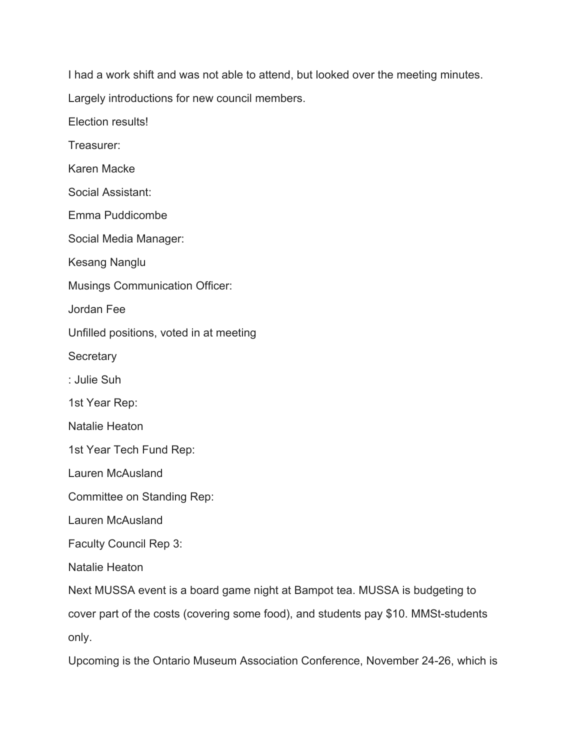I had a work shift and was not able to attend, but looked over the meeting minutes.

Largely introductions for new council members.

Election results!

Treasurer:

Karen Macke

Social Assistant:

Emma Puddicombe

Social Media Manager:

Kesang Nanglu

Musings Communication Officer:

Jordan Fee

Unfilled positions, voted in at meeting

Secretary

: Julie Suh

1st Year Rep:

Natalie Heaton

1st Year Tech Fund Rep:

Lauren McAusland

Committee on Standing Rep:

Lauren McAusland

Faculty Council Rep 3:

Natalie Heaton

Next MUSSA event is a board game night at Bampot tea. MUSSA is budgeting to cover part of the costs (covering some food), and students pay $10. MMSt-students only.

Upcoming is the Ontario Museum Association Conference, November 24-26, which is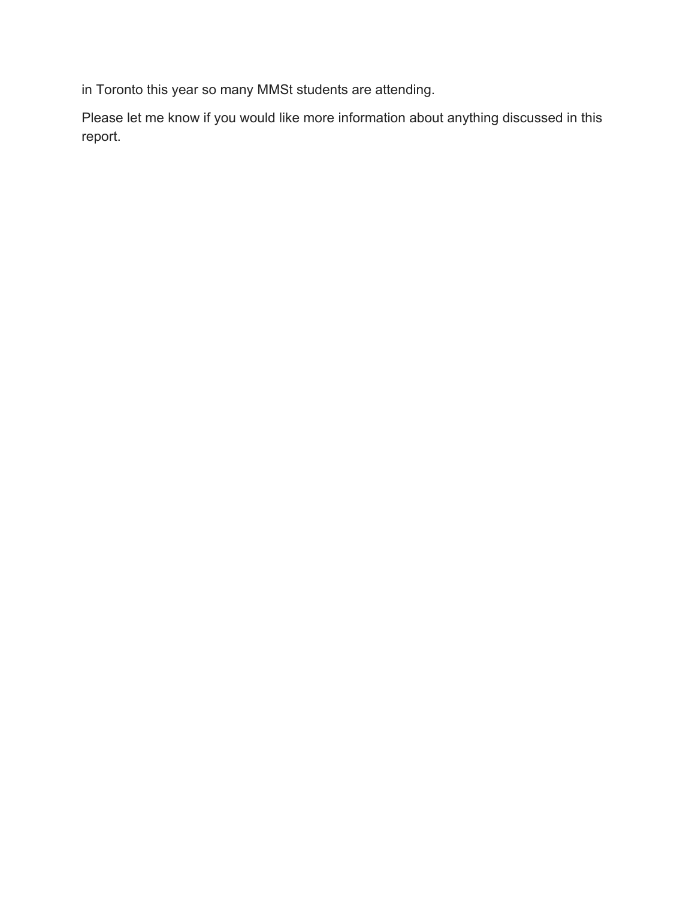in Toronto this year so many MMSt students are attending.

Please let me know if you would like more information about anything discussed in this report.